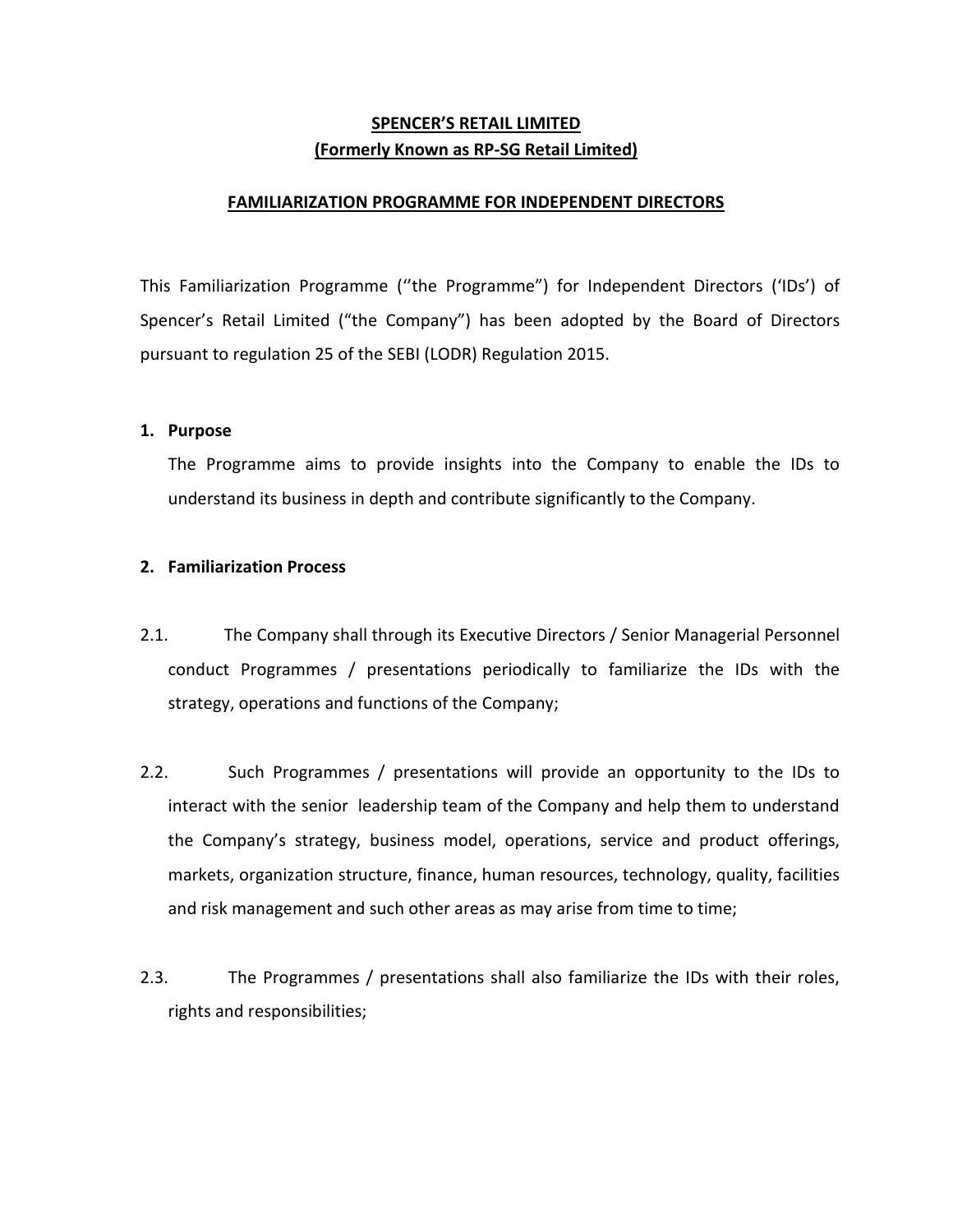**SPENCER'S RETAIL LIMITED**
**(Formerly Known as RP-SG Retail Limited)**

**FAMILIARIZATION PROGRAMME FOR INDEPENDENT DIRECTORS**

This Familiarization Programme (''the Programme") for Independent Directors ('IDs') of Spencer's Retail Limited ("the Company") has been adopted by the Board of Directors pursuant to regulation 25 of the SEBI (LODR) Regulation 2015.

**1. Purpose**

The Programme aims to provide insights into the Company to enable the IDs to understand its business in depth and contribute significantly to the Company.

**2. Familiarization Process**

2.1. The Company shall through its Executive Directors / Senior Managerial Personnel conduct Programmes / presentations periodically to familiarize the IDs with the strategy, operations and functions of the Company;

2.2. Such Programmes / presentations will provide an opportunity to the IDs to interact with the senior leadership team of the Company and help them to understand the Company's strategy, business model, operations, service and product offerings, markets, organization structure, finance, human resources, technology, quality, facilities and risk management and such other areas as may arise from time to time;

2.3. The Programmes / presentations shall also familiarize the IDs with their roles, rights and responsibilities;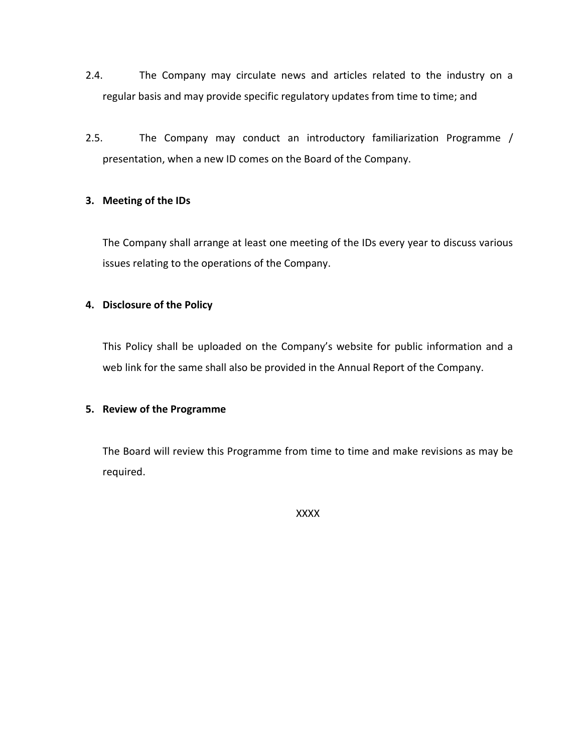2.4. The Company may circulate news and articles related to the industry on a regular basis and may provide specific regulatory updates from time to time; and

2.5. The Company may conduct an introductory familiarization Programme / presentation, when a new ID comes on the Board of the Company.

**3. Meeting of the IDs**

The Company shall arrange at least one meeting of the IDs every year to discuss various issues relating to the operations of the Company.

**4. Disclosure of the Policy**

This Policy shall be uploaded on the Company's website for public information and a web link for the same shall also be provided in the Annual Report of the Company.

**5. Review of the Programme**

The Board will review this Programme from time to time and make revisions as may be required.

XXXX